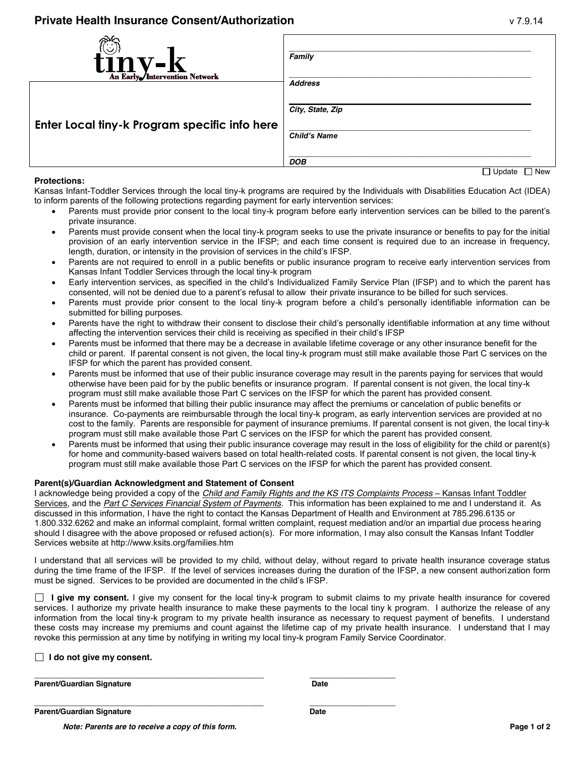# Private Health Insurance Consent/Authorization

v 7.9.14

tiny-k
An Early Intervention Network

**Enter Local tiny-k Program specific info here**

| | |
|---|---|
| ***Family*** | |
| ***Address*** | |
| ***City, State, Zip*** | |
| ***Child's Name*** | |
| ***DOB*** | |

☐ Update ☐ New

**Protections:**

Kansas Infant-Toddler Services through the local tiny-k programs are required by the Individuals with Disabilities Education Act (IDEA) to inform parents of the following protections regarding payment for early intervention services:

- Parents must provide prior consent to the local tiny-k program before early intervention services can be billed to the parent's private insurance.
- Parents must provide consent when the local tiny-k program seeks to use the private insurance or benefits to pay for the initial provision of an early intervention service in the IFSP; and each time consent is required due to an increase in frequency, length, duration, or intensity in the provision of services in the child's IFSP.
- Parents are not required to enroll in a public benefits or public insurance program to receive early intervention services from Kansas Infant Toddler Services through the local tiny-k program
- Early intervention services, as specified in the child's Individualized Family Service Plan (IFSP) and to which the parent has consented, will not be denied due to a parent's refusal to allow their private insurance to be billed for such services.
- Parents must provide prior consent to the local tiny-k program before a child's personally identifiable information can be submitted for billing purposes.
- Parents have the right to withdraw their consent to disclose their child's personally identifiable information at any time without affecting the intervention services their child is receiving as specified in their child's IFSP
- Parents must be informed that there may be a decrease in available lifetime coverage or any other insurance benefit for the child or parent. If parental consent is not given, the local tiny-k program must still make available those Part C services on the IFSP for which the parent has provided consent.
- Parents must be informed that use of their public insurance coverage may result in the parents paying for services that would otherwise have been paid for by the public benefits or insurance program. If parental consent is not given, the local tiny-k program must still make available those Part C services on the IFSP for which the parent has provided consent.
- Parents must be informed that billing their public insurance may affect the premiums or cancelation of public benefits or insurance. Co-payments are reimbursable through the local tiny-k program, as early intervention services are provided at no cost to the family. Parents are responsible for payment of insurance premiums. If parental consent is not given, the local tiny-k program must still make available those Part C services on the IFSP for which the parent has provided consent.
- Parents must be informed that using their public insurance coverage may result in the loss of eligibility for the child or parent(s) for home and community-based waivers based on total health-related costs. If parental consent is not given, the local tiny-k program must still make available those Part C services on the IFSP for which the parent has provided consent.

**Parent(s)/Guardian Acknowledgment and Statement of Consent**

I acknowledge being provided a copy of the *Child and Family Rights and the KS ITS Complaints Process* – Kansas Infant Toddler Services, and the *Part C Services Financial System of Payments*. This information has been explained to me and I understand it. As discussed in this information, I have the right to contact the Kansas Department of Health and Environment at 785.296.6135 or 1.800.332.6262 and make an informal complaint, formal written complaint, request mediation and/or an impartial due process hearing should I disagree with the above proposed or refused action(s). For more information, I may also consult the Kansas Infant Toddler Services website at http://www.ksits.org/families.htm

I understand that all services will be provided to my child, without delay, without regard to private health insurance coverage status during the time frame of the IFSP. If the level of services increases during the duration of the IFSP, a new consent authorization form must be signed. Services to be provided are documented in the child's IFSP.

☐ **I give my consent.** I give my consent for the local tiny-k program to submit claims to my private health insurance for covered services. I authorize my private health insurance to make these payments to the local tiny k program. I authorize the release of any information from the local tiny-k program to my private health insurance as necessary to request payment of benefits. I understand these costs may increase my premiums and count against the lifetime cap of my private health insurance. I understand that I may revoke this permission at any time by notifying in writing my local tiny-k program Family Service Coordinator.

☐ **I do not give my consent.**

_______________________________________________ ____________________

**Parent/Guardian Signature** **Date**

_______________________________________________ ____________________

**Parent/Guardian Signature** **Date**

***Note: Parents are to receive a copy of this form.***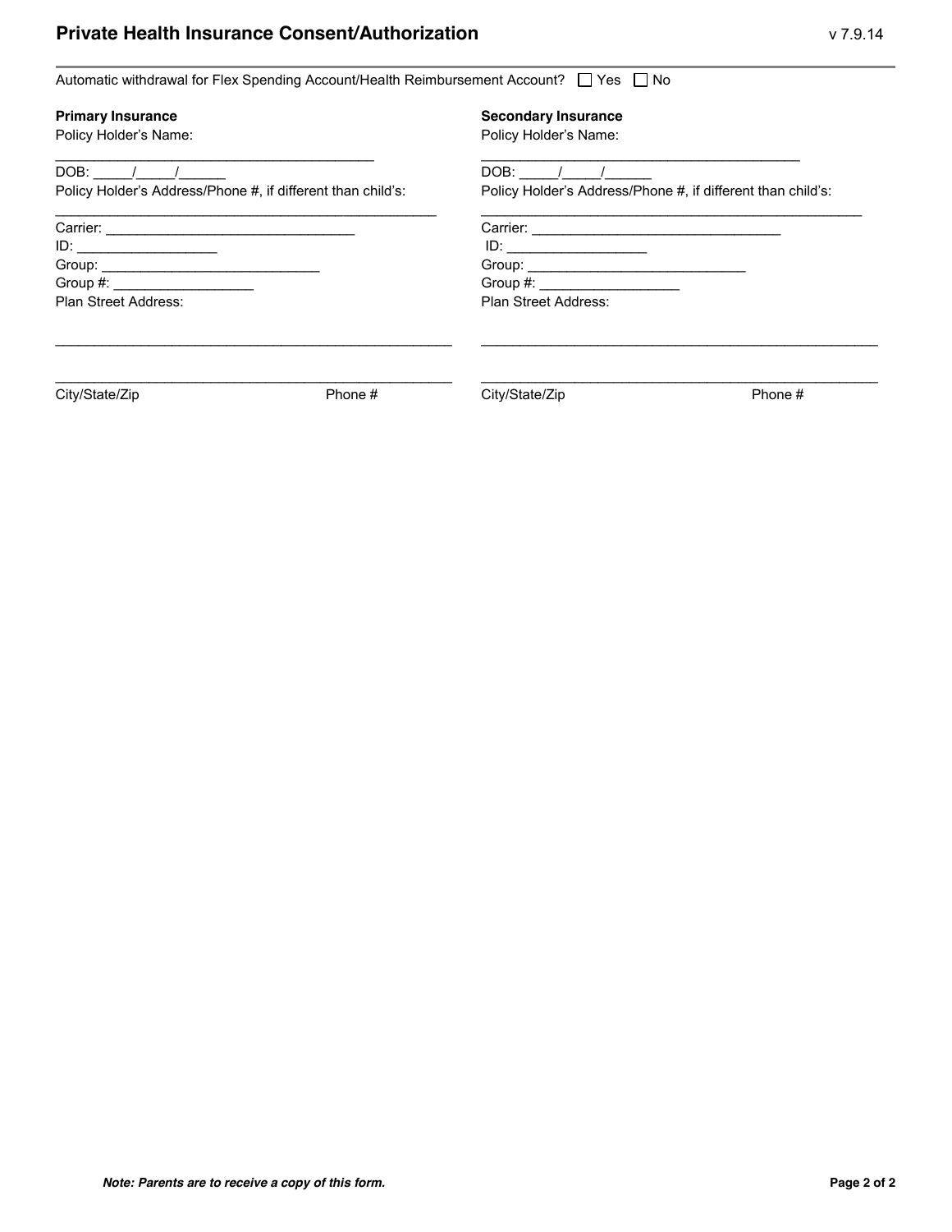## Private Health Insurance Consent/Authorization

v 7.9.14

Automatic withdrawal for Flex Spending Account/Health Reimbursement Account? ☐ Yes ☐ No

**Primary Insurance**

Policy Holder's Name:

_________________________________________

DOB: _____/_____/______

Policy Holder's Address/Phone #, if different than child's:

_________________________________________________

Carrier: ________________________________

ID: __________________

Group: ____________________________

Group #: __________________

Plan Street Address:

___________________________________________________

___________________________________________________

City/State/Zip Phone #

**Secondary Insurance**

Policy Holder's Name:

_________________________________________

DOB: _____/_____/______

Policy Holder's Address/Phone #, if different than child's:

_________________________________________________

Carrier: ________________________________

ID: __________________

Group: ____________________________

Group #: __________________

Plan Street Address:

___________________________________________________

___________________________________________________

City/State/Zip Phone #

***Note: Parents are to receive a copy of this form.***